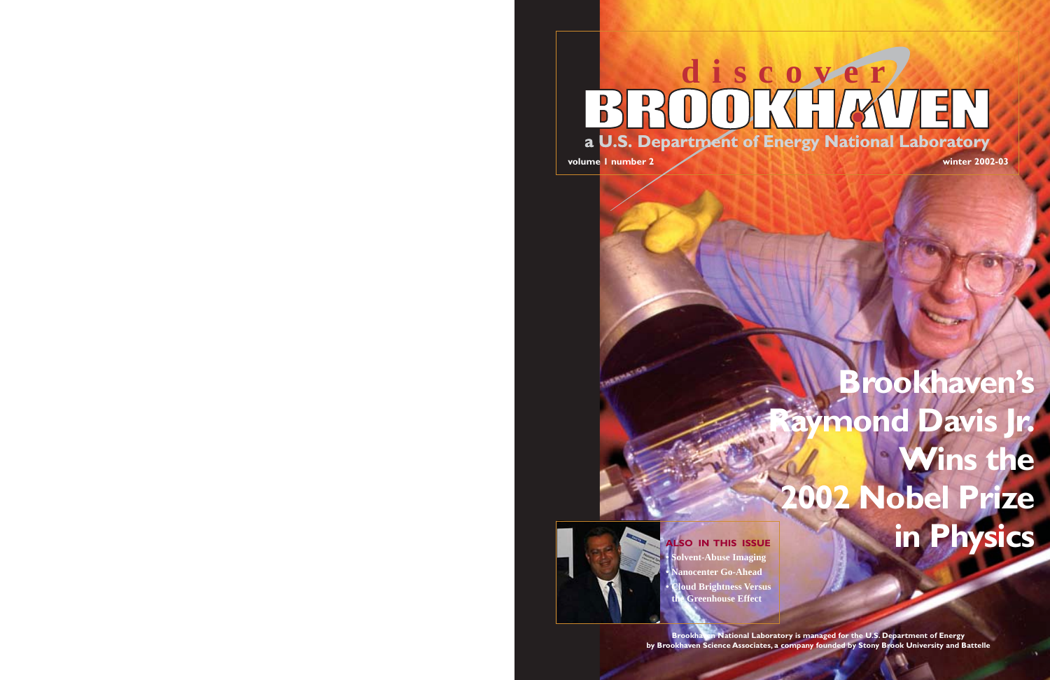# discover BROOKHAVEN

**a U.S. Department of Energy National Laboratory**

volume 1 number 2

winter 2002-03

# Brookhaven's Raymond Davis Jr. Wins the 2002 Nobel Prize in Physics

**ALSO IN THIS ISSUE**

- Solvent-Abuse Imaging
- Nanocenter Go-Ahead
- Cloud Brightness Versus the Greenhouse Effect

Brookhaven National Laboratory is managed for the U.S. Department of Energy by Brookhaven Science Associates, a company founded by Stony Brook University and Battelle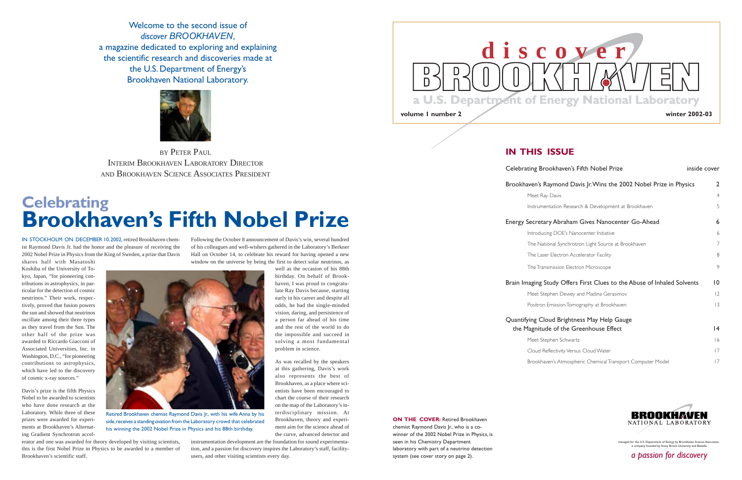Welcome to the second issue of *discover BROOKHAVEN*, a magazine dedicated to exploring and explaining the scientific research and discoveries made at the U.S. Department of Energy's Brookhaven National Laboratory.

BY PETER PAUL
INTERIM BROOKHAVEN LABORATORY DIRECTOR
AND BROOKHAVEN SCIENCE ASSOCIATES PRESIDENT

# Celebrating Brookhaven's Fifth Nobel Prize

IN STOCKHOLM ON DECEMBER 10, 2002, retired Brookhaven chemist Raymond Davis Jr. had the honor and the pleasure of receiving the 2002 Nobel Prize in Physics from the King of Sweden, a prize that Davis shares half with Masatoshi Koshiba of the University of Tokyo, Japan, "for pioneering contributions in astrophysics, in particular for the detection of cosmic neutrinos." Their work, respectively, proved that fusion powers the sun and showed that neutrinos oscillate among their three types as they travel from the Sun. The other half of the prize was awarded to Riccardo Giacconi of Associated Universities, Inc. in Washington, D.C., "for pioneering contributions to astrophysics, which have led to the discovery of cosmic x-ray sources."

Davis's prize is the fifth Physics Nobel to be awarded to scientists who have done research at the Laboratory. While three of these prizes were awarded for experiments at Brookhaven's Alternating Gradient Synchrotron accelerator and one was awarded for theory developed by visiting scientists, this is the first Nobel Prize in Physics to be awarded to a member of Brookhaven's scientific staff.

Retired Brookhaven chemist Raymond Davis Jr., with his wife Anna by his side, receives a standing ovation from the Laboratory crowd that celebrated his winning the 2002 Nobel Prize in Physics and his 88th birthday.

Following the October 8 announcement of Davis's win, several hundred of his colleagues and well-wishers gathered in the Laboratory's Berkner Hall on October 14, to celebrate his reward for having opened a new window on the universe by being the first to detect solar neutrinos, as well as the occasion of his 88th birthday. On behalf of Brookhaven, I was proud to congratulate Ray Davis because, starting early in his career and despite all odds, he had the single-minded vision, daring, and persistence of a person far ahead of his time and the rest of the world to do the impossible and succeed in solving a most fundamental problem in science.

As was recalled by the speakers at this gathering, Davis's work also represents the best of Brookhaven, as a place where scientists have been encouraged to chart the course of their research on the map of the Laboratory's interdisciplinary mission. At Brookhaven, theory and experiment aim for the science ahead of the curve, advanced detector and instrumentation development are the foundation for sound experimentation, and a passion for discovery inspires the Laboratory's staff, facility-users, and other visiting scientists every day.

# discover BROOKHAVEN

a U.S. Department of Energy National Laboratory

**volume 1 number 2** — **winter 2002-03**

## IN THIS ISSUE

| | |
|---|---|
| Celebrating Brookhaven's Fifth Nobel Prize | inside cover |
| Brookhaven's Raymond Davis Jr. Wins the 2002 Nobel Prize in Physics | 2 |
| Meet Ray Davis | 4 |
| Instrumentation Research & Development at Brookhaven | 5 |
| Energy Secretary Abraham Gives Nanocenter Go-Ahead | 6 |
| Introducing DOE's Nanocenter Initiative | 6 |
| The National Synchrotron Light Source at Brookhaven | 7 |
| The Laser Electron Accelerator Facility | 8 |
| The Transmission Electron Microscope | 9 |
| Brain Imaging Study Offers First Clues to the Abuse of Inhaled Solvents | 10 |
| Meet Stephen Dewey and Madina Gerasimov | 12 |
| Positron Emission Tomography at Brookhaven | 13 |
| Quantifying Cloud Brightness May Help Gauge the Magnitude of the Greenhouse Effect | 14 |
| Meet Stephen Schwartz | 16 |
| Cloud Reflectivity Versus Cloud Water | 17 |
| Brookhaven's Atmospheric Chemical Transport Computer Model | 17 |

**ON THE COVER:** Retired Brookhaven chemist Raymond Davis Jr., who is a co-winner of the 2002 Nobel Prize in Physics, is seen in his Chemistry Department laboratory with part of a neutrino detection system (see cover story on page 2).

BROOKHAVEN NATIONAL LABORATORY

managed for the U.S. Department of Energy by Brookhaven Science Associates, a company founded by Stony Brook University and Battelle

*a passion for discovery*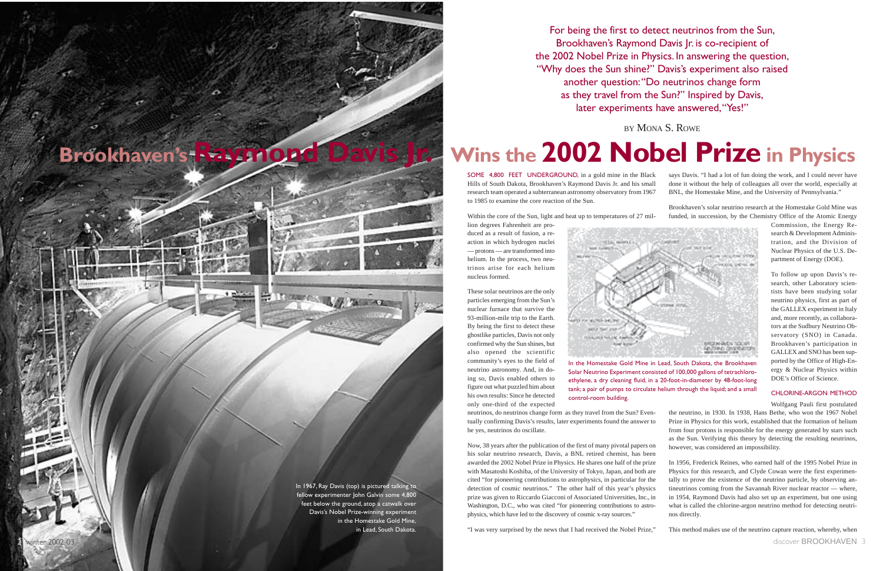# Brookhaven's Raymond Davis Jr. Wins the 2002 Nobel Prize in Physics

For being the first to detect neutrinos from the Sun, Brookhaven's Raymond Davis Jr. is co-recipient of the 2002 Nobel Prize in Physics. In answering the question, "Why does the Sun shine?" Davis's experiment also raised another question: "Do neutrinos change form as they travel from the Sun?" Inspired by Davis, later experiments have answered, "Yes!"

BY MONA S. ROWE

In 1967, Ray Davis (top) is pictured talking to fellow experimenter John Galvin some 4,800 feet below the ground, atop a catwalk over Davis's Nobel Prize-winning experiment in the Homestake Gold Mine, in Lead, South Dakota.

SOME 4,800 FEET UNDERGROUND, in a gold mine in the Black Hills of South Dakota, Brookhaven's Raymond Davis Jr. and his small research team operated a subterranean astronomy observatory from 1967 to 1985 to examine the core reaction of the Sun.

Within the core of the Sun, light and heat up to temperatures of 27 million degrees Fahrenheit are produced as a result of fusion, a reaction in which hydrogen nuclei — protons — are transformed into helium. In the process, two neutrinos arise for each helium nucleus formed.

These solar neutrinos are the only particles emerging from the Sun's nuclear furnace that survive the 93-million-mile trip to the Earth. By being the first to detect these ghostlike particles, Davis not only confirmed why the Sun shines, but also opened the scientific community's eyes to the field of neutrino astronomy. And, in doing so, Davis enabled others to figure out what puzzled him about his own results: Since he detected only one-third of the expected neutrinos, do neutrinos change form as they travel from the Sun? Eventually confirming Davis's results, later experiments found the answer to be yes, neutrinos do oscillate.

In the Homestake Gold Mine in Lead, South Dakota, the Brookhaven Solar Neutrino Experiment consisted of 100,000 gallons of tetrachloroethylene, a dry cleaning fluid, in a 20-foot-in-diameter by 48-foot-long tank; a pair of pumps to circulate helium through the liquid; and a small control-room building.

Now, 38 years after the publication of the first of many pivotal papers on his solar neutrino research, Davis, a BNL retired chemist, has been awarded the 2002 Nobel Prize in Physics. He shares one half of the prize with Masatoshi Koshiba, of the University of Tokyo, Japan, and both are cited "for pioneering contributions to astrophysics, in particular for the detection of cosmic neutrinos." The other half of this year's physics prize was given to Riccardo Giacconi of Associated Universities, Inc., in Washington, D.C., who was cited "for pioneering contributions to astrophysics, which have led to the discovery of cosmic x-ray sources."

"I was very surprised by the news that I had received the Nobel Prize," says Davis. "I had a lot of fun doing the work, and I could never have done it without the help of colleagues all over the world, especially at BNL, the Homestake Mine, and the University of Pennsylvania."

Brookhaven's solar neutrino research at the Homestake Gold Mine was funded, in succession, by the Chemistry Office of the Atomic Energy Commission, the Energy Research & Development Administration, and the Division of Nuclear Physics of the U.S. Department of Energy (DOE).

To follow up upon Davis's research, other Laboratory scientists have been studying solar neutrino physics, first as part of the GALLEX experiment in Italy and, more recently, as collaborators at the Sudbury Neutrino Observatory (SNO) in Canada. Brookhaven's participation in GALLEX and SNO has been supported by the Office of High-Energy & Nuclear Physics within DOE's Office of Science.

## CHLORINE-ARGON METHOD

Wolfgang Pauli first postulated the neutrino, in 1930. In 1938, Hans Bethe, who won the 1967 Nobel Prize in Physics for this work, established that the formation of helium from four protons is responsible for the energy generated by stars such as the Sun. Verifying this theory by detecting the resulting neutrinos, however, was considered an impossibility.

In 1956, Frederick Reines, who earned half of the 1995 Nobel Prize in Physics for this research, and Clyde Cowan were the first experimentally to prove the existence of the neutrino particle, by observing antineutrinos coming from the Savannah River nuclear reactor — where, in 1954, Raymond Davis had also set up an experiment, but one using what is called the chlorine-argon neutrino method for detecting neutrinos directly.

This method makes use of the neutrino capture reaction, whereby, when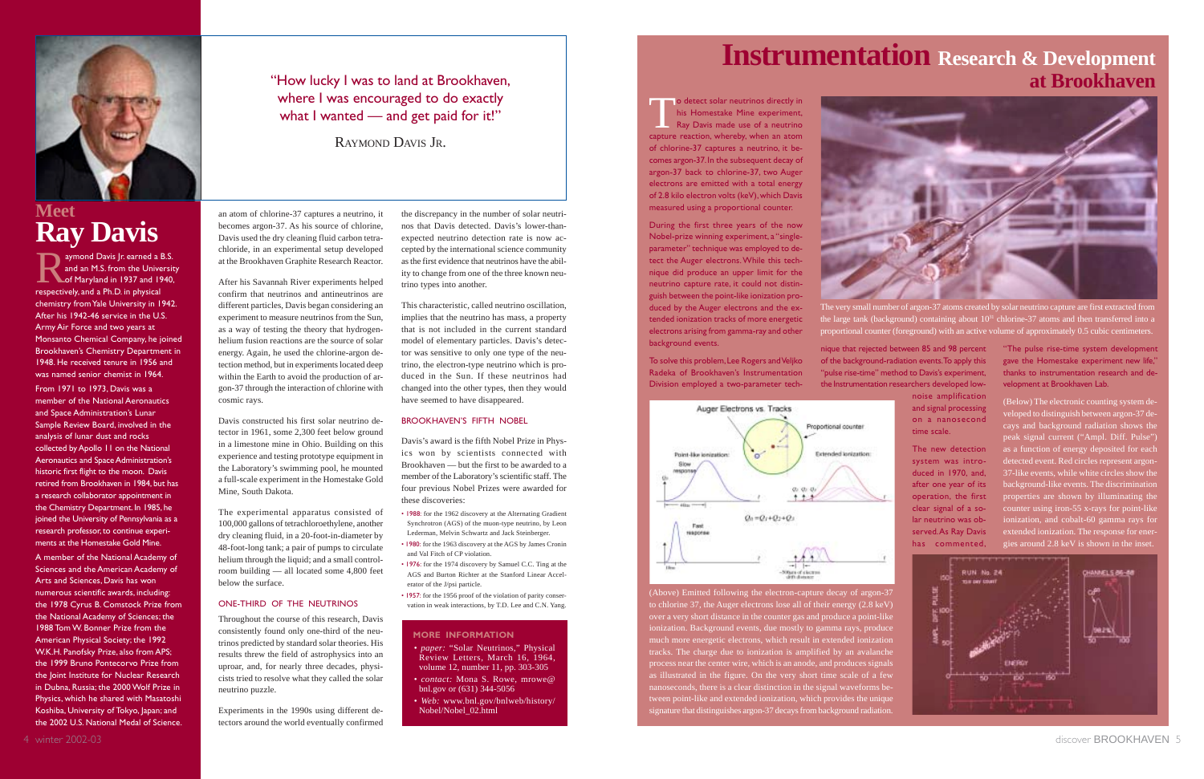"How lucky I was to land at Brookhaven, where I was encouraged to do exactly what I wanted — and get paid for it!"

RAYMOND DAVIS JR.

## Meet Ray Davis

Raymond Davis Jr. earned a B.S. and an M.S. from the University of Maryland in 1937 and 1940, respectively, and a Ph.D. in physical chemistry from Yale University in 1942. After his 1942-46 service in the U.S. Army Air Force and two years at Monsanto Chemical Company, he joined Brookhaven's Chemistry Department in 1948. He received tenure in 1956 and was named senior chemist in 1964.

From 1971 to 1973, Davis was a member of the National Aeronautics and Space Administration's Lunar Sample Review Board, involved in the analysis of lunar dust and rocks collected by Apollo 11 on the National Aeronautics and Space Administration's historic first flight to the moon. Davis retired from Brookhaven in 1984, but has a research collaborator appointment in the Chemistry Department. In 1985, he joined the University of Pennsylvania as a research professor, to continue experiments at the Homestake Gold Mine.

A member of the National Academy of Sciences and the American Academy of Arts and Sciences, Davis has won numerous scientific awards, including: the 1978 Cyrus B. Comstock Prize from the National Academy of Sciences; the 1988 Tom W. Bonner Prize from the American Physical Society; the 1992 W.K.H. Panofsky Prize, also from APS; the 1999 Bruno Pontecorvo Prize from the Joint Institute for Nuclear Research in Dubna, Russia; the 2000 Wolf Prize in Physics, which he shared with Masatoshi Koshiba, University of Tokyo, Japan; and the 2002 U.S. National Medal of Science.

an atom of chlorine-37 captures a neutrino, it becomes argon-37. As his source of chlorine, Davis used the dry cleaning fluid carbon tetrachloride, in an experimental setup developed at the Brookhaven Graphite Research Reactor.

After his Savannah River experiments helped confirm that neutrinos and antineutrinos are different particles, Davis began considering an experiment to measure neutrinos from the Sun, as a way of testing the theory that hydrogen-helium fusion reactions are the source of solar energy. Again, he used the chlorine-argon detection method, but in experiments located deep within the Earth to avoid the production of argon-37 through the interaction of chlorine with cosmic rays.

Davis constructed his first solar neutrino detector in 1961, some 2,300 feet below ground in a limestone mine in Ohio. Building on this experience and testing prototype equipment in the Laboratory's swimming pool, he mounted a full-scale experiment in the Homestake Gold Mine, South Dakota.

The experimental apparatus consisted of 100,000 gallons of tetrachloroethylene, another dry cleaning fluid, in a 20-foot-in-diameter by 48-foot-long tank; a pair of pumps to circulate helium through the liquid; and a small control-room building — all located some 4,800 feet below the surface.

### ONE-THIRD OF THE NEUTRINOS

Throughout the course of this research, Davis consistently found only one-third of the neutrinos predicted by standard solar theories. His results threw the field of astrophysics into an uproar, and, for nearly three decades, physicists tried to resolve what they called the solar neutrino puzzle.

Experiments in the 1990s using different detectors around the world eventually confirmed the discrepancy in the number of solar neutrinos that Davis detected. Davis's lower-than-expected neutrino detection rate is now accepted by the international science community as the first evidence that neutrinos have the ability to change from one of the three known neutrino types into another.

This characteristic, called neutrino oscillation, implies that the neutrino has mass, a property that is not included in the current standard model of elementary particles. Davis's detector was sensitive to only one type of the neutrino, the electron-type neutrino which is produced in the Sun. If these neutrinos had changed into the other types, then they would have seemed to have disappeared.

### BROOKHAVEN'S FIFTH NOBEL

Davis's award is the fifth Nobel Prize in Physics won by scientists connected with Brookhaven — but the first to be awarded to a member of the Laboratory's scientific staff. The four previous Nobel Prizes were awarded for these discoveries:

- 1988: for the 1962 discovery at the Alternating Gradient Synchrotron (AGS) of the muon-type neutrino, by Leon Lederman, Melvin Schwartz and Jack Steinberger.
- 1980: for the 1963 discovery at the AGS by James Cronin and Val Fitch of CP violation.
- 1976: for the 1974 discovery by Samuel C.C. Ting at the AGS and Burton Richter at the Stanford Linear Accelerator of the J/psi particle.
- 1957: for the 1956 proof of the violation of parity conservation in weak interactions, by T.D. Lee and C.N. Yang.

### MORE INFORMATION

- *paper:* "Solar Neutrinos," Physical Review Letters, March 16, 1964, volume 12, number 11, pp. 303-305
- *contact:* Mona S. Rowe, mrowe@bnl.gov or (631) 344-5056
- *Web:* www.bnl.gov/bnlweb/history/Nobel/Nobel_02.html

# Instrumentation Research & Development at Brookhaven

To detect solar neutrinos directly in his Homestake Mine experiment, Ray Davis made use of a neutrino capture reaction, whereby, when an atom of chlorine-37 captures a neutrino, it becomes argon-37. In the subsequent decay of argon-37 back to chlorine-37, two Auger electrons are emitted with a total energy of 2.8 kilo electron volts (keV), which Davis measured using a proportional counter.

During the first three years of the now Nobel-prize winning experiment, a "single-parameter" technique was employed to detect the Auger electrons. While this technique did produce an upper limit for the neutrino capture rate, it could not distinguish between the point-like ionization produced by the Auger electrons and the extended ionization tracks of more energetic electrons arising from gamma-ray and other background events.

To solve this problem, Lee Rogers and Veljko Radeka of Brookhaven's Instrumentation Division employed a two-parameter technique that rejected between 85 and 98 percent of the background-radiation events. To apply this "pulse rise-time" method to Davis's experiment, the Instrumentation researchers developed low-noise amplification and signal processing on a nanosecond time scale.

The new detection system was introduced in 1970, and, after one year of its operation, the first clear signal of a solar neutrino was observed. As Ray Davis has commented, "The pulse rise-time system development gave the Homestake experiment new life," thanks to instrumentation research and development at Brookhaven Lab.

The very small number of argon-37 atoms created by solar neutrino capture are first extracted from the large tank (background) containing about $10^{31}$ chlorine-37 atoms and then transferred into a proportional counter (foreground) with an active volume of approximately 0.5 cubic centimeters.

(Above) Emitted following the electron-capture decay of argon-37 to chlorine 37, the Auger electrons lose all of their energy (2.8 keV) over a very short distance in the counter gas and produce a point-like ionization. Background events, due mostly to gamma rays, produce much more energetic electrons, which result in extended ionization tracks. The charge due to ionization is amplified by an avalanche process near the center wire, which is an anode, and produces signals as illustrated in the figure. On the very short time scale of a few nanoseconds, there is a clear distinction in the signal waveforms between point-like and extended ionization, which provides the unique signature that distinguishes argon-37 decays from background radiation.

(Below) The electronic counting system developed to distinguish between argon-37 decays and background radiation shows the peak signal current ("Ampl. Diff. Pulse") as a function of energy deposited for each detected event. Red circles represent argon-37-like events, while white circles show the background-like events. The discrimination properties are shown by illuminating the counter using iron-55 x-rays for point-like ionization, and cobalt-60 gamma rays for extended ionization. The response for energies around 2.8 keV is shown in the inset.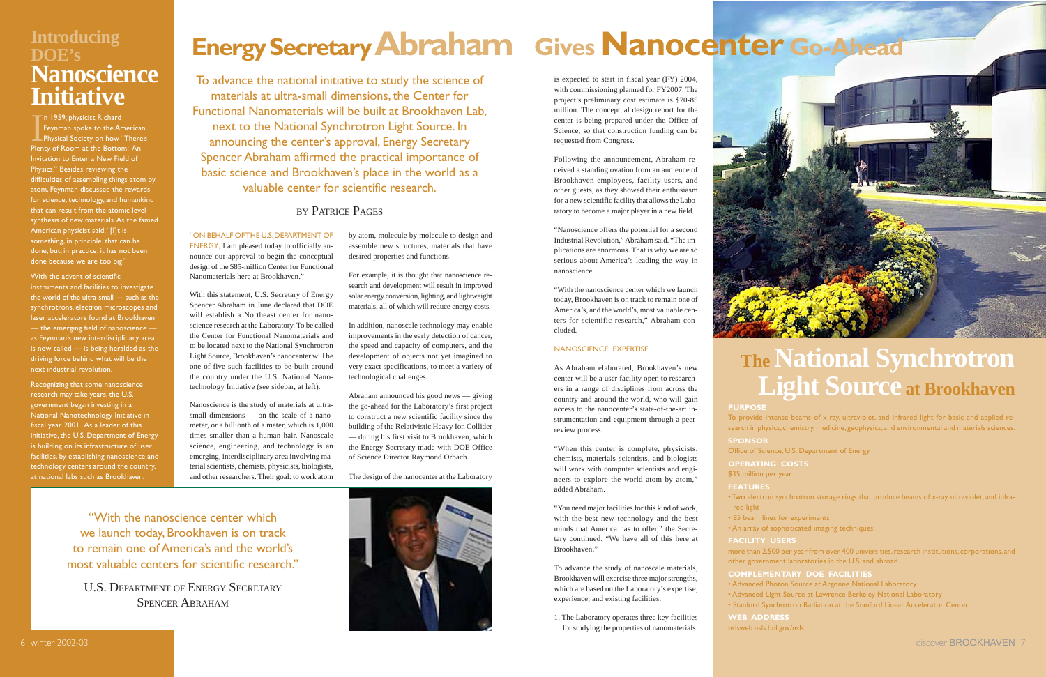# Energy Secretary Abraham Gives Nanocenter Go-Ahead

To advance the national initiative to study the science of materials at ultra-small dimensions, the Center for Functional Nanomaterials will be built at Brookhaven Lab, next to the National Synchrotron Light Source. In announcing the center's approval, Energy Secretary Spencer Abraham affirmed the practical importance of basic science and Brookhaven's place in the world as a valuable center for scientific research.

BY PATRICE PAGES

"ON BEHALF OF THE U.S. DEPARTMENT OF ENERGY, I am pleased today to officially announce our approval to begin the conceptual design of the $85-million Center for Functional Nanomaterials here at Brookhaven."

With this statement, U.S. Secretary of Energy Spencer Abraham in June declared that DOE will establish a Northeast center for nanoscience research at the Laboratory. To be called the Center for Functional Nanomaterials and to be located next to the National Synchrotron Light Source, Brookhaven's nanocenter will be one of five such facilities to be built around the country under the U.S. National Nanotechnology Initiative (see sidebar, at left).

Nanoscience is the study of materials at ultrasmall dimensions — on the scale of a nanometer, or a billionth of a meter, which is 1,000 times smaller than a human hair. Nanoscale science, engineering, and technology is an emerging, interdisciplinary area involving material scientists, chemists, physicists, biologists, and other researchers. Their goal: to work atom by atom, molecule by molecule to design and assemble new structures, materials that have desired properties and functions.

For example, it is thought that nanoscience research and development will result in improved solar energy conversion, lighting, and lightweight materials, all of which will reduce energy costs.

In addition, nanoscale technology may enable improvements in the early detection of cancer, the speed and capacity of computers, and the development of objects not yet imagined to meet a variety of technological challenges.

Abraham announced his good news — giving the go-ahead for the Laboratory's first project to construct a new scientific facility since the building of the Relativistic Heavy Ion Collider — during his first visit to Brookhaven, which the Energy Secretary made with DOE Office of Science Director Raymond Orbach.

The design of the nanocenter at the Laboratory is expected to start in fiscal year (FY) 2004, with commissioning planned for FY2007. The project's preliminary cost estimate is $70-85 million. The conceptual design report for the center is being prepared under the Office of Science, so that construction funding can be requested from Congress.

Following the announcement, Abraham received a standing ovation from an audience of Brookhaven employees, facility-users, and other guests, as they showed their enthusiasm for a new scientific facility that allows the Laboratory to become a major player in a new field.

"Nanoscience offers the potential for a second Industrial Revolution," Abraham said. "The implications are enormous. That is why we are so serious about America's leading the way in nanoscience.

"With the nanoscience center which we launch today, Brookhaven is on track to remain one of America's, and the world's, most valuable centers for scientific research," Abraham concluded.

## NANOSCIENCE EXPERTISE

As Abraham elaborated, Brookhaven's new center will be a user facility open to researchers in a range of disciplines from across the country and around the world, who will gain access to the nanocenter's state-of-the-art instrumentation and equipment through a peer-review process.

"When this center is complete, physicists, chemists, materials scientists, and biologists will work with computer scientists and engineers to explore the world atom by atom," added Abraham.

"You need major facilities for this kind of work, with the best new technology and the best minds that America has to offer," the Secretary continued. "We have all of this here at Brookhaven."

To advance the study of nanoscale materials, Brookhaven will exercise three major strengths, which are based on the Laboratory's expertise, experience, and existing facilities:

1. The Laboratory operates three key facilities for studying the properties of nanomaterials.

> "With the nanoscience center which we launch today, Brookhaven is on track to remain one of America's and the world's most valuable centers for scientific research."
>
> U.S. DEPARTMENT OF ENERGY SECRETARY SPENCER ABRAHAM

## Introducing DOE's Nanoscience Initiative

In 1959, physicist Richard Feynman spoke to the American Physical Society on how "There's Plenty of Room at the Bottom: An Invitation to Enter a New Field of Physics." Besides reviewing the difficulties of assembling things atom by atom, Feynman discussed the rewards for science, technology, and humankind that can result from the atomic level synthesis of new materials. As the famed American physicist said: "[I]t is something, in principle, that can be done, but, in practice, it has not been done because we are too big."

With the advent of scientific instruments and facilities to investigate the world of the ultra-small — such as the synchrotrons, electron microscopes and laser accelerators found at Brookhaven — the emerging field of nanoscience — as Feynman's new interdisciplinary area is now called — is being heralded as the driving force behind what will be the next industrial revolution.

Recognizing that some nanoscience research may take years, the U.S. government began investing in a National Nanotechnology Initiative in fiscal year 2001. As a leader of this initiative, the U.S. Department of Energy is building on its infrastructure of user facilities, by establishing nanoscience and technology centers around the country, at national labs such as Brookhaven.

## The National Synchrotron Light Source at Brookhaven

**PURPOSE**
To provide intense beams of x-ray, ultraviolet, and infrared light for basic and applied research in physics, chemistry, medicine, geophysics, and environmental and materials sciences.

**SPONSOR**
Office of Science, U.S. Department of Energy

**OPERATING COSTS**
$35 million per year

**FEATURES**
- Two electron synchrotron storage rings that produce beams of x-ray, ultraviolet, and infrared light
- 85 beam lines for experiments
- An array of sophisticated imaging techniques

**FACILITY USERS**
more than 2,500 per year from over 400 universities, research institutions, corporations, and other government laboratories in the U.S. and abroad.

**COMPLEMENTARY DOE FACILITIES**
- Advanced Photon Source at Argonne National Laboratory
- Advanced Light Source at Lawrence Berkeley National Laboratory
- Stanford Synchrotron Radiation at the Stanford Linear Accelerator Center

**WEB ADDRESS**
nslsweb.nsls.bnl.gov/nsls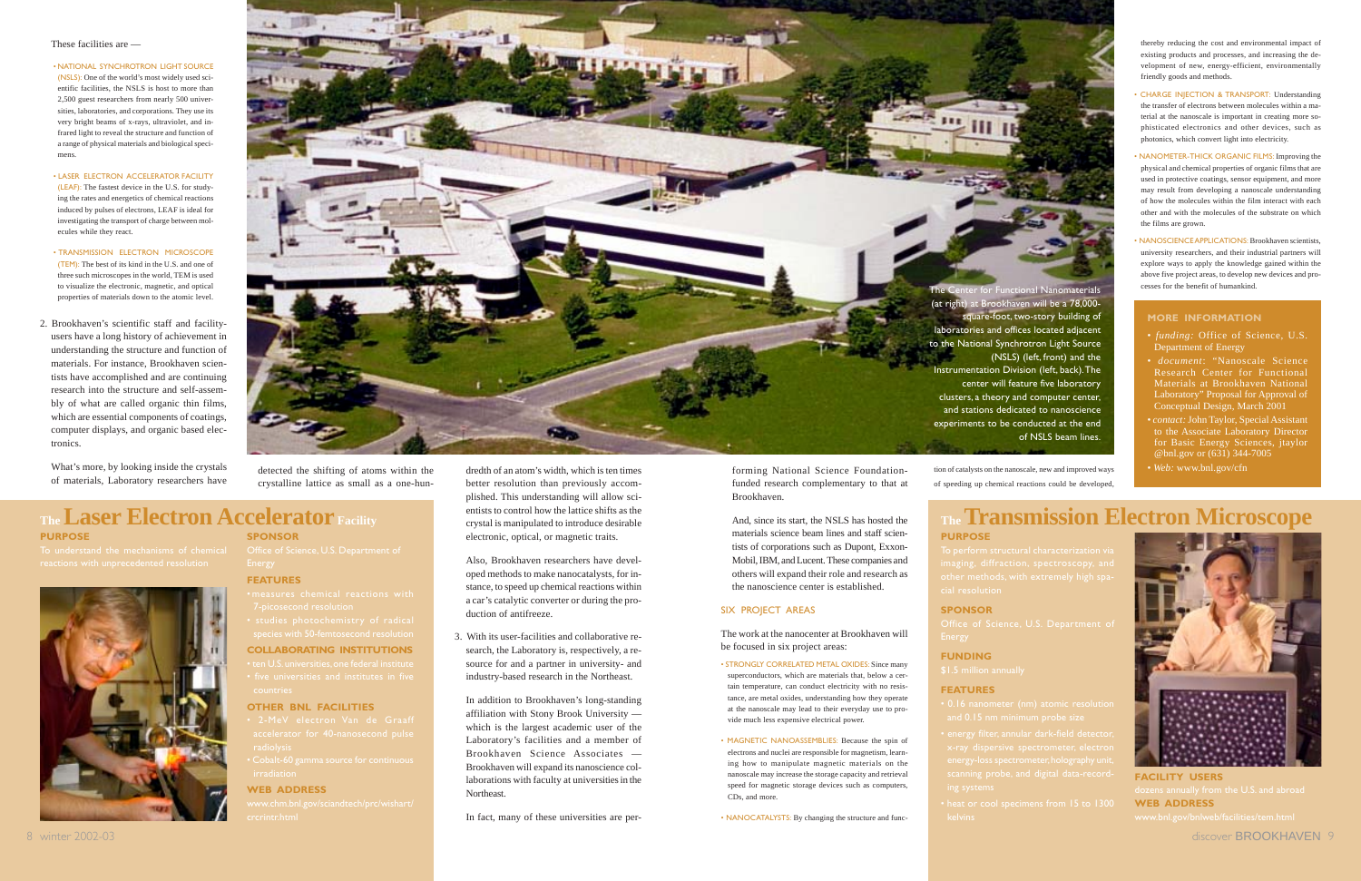These facilities are —

- NATIONAL SYNCHROTRON LIGHT SOURCE (NSLS): One of the world's most widely used scientific facilities, the NSLS is host to more than 2,500 guest researchers from nearly 500 universities, laboratories, and corporations. They use its very bright beams of x-rays, ultraviolet, and infrared light to reveal the structure and function of a range of physical materials and biological specimens.
- LASER ELECTRON ACCELERATOR FACILITY (LEAF): The fastest device in the U.S. for studying the rates and energetics of chemical reactions induced by pulses of electrons, LEAF is ideal for investigating the transport of charge between molecules while they react.
- TRANSMISSION ELECTRON MICROSCOPE (TEM): The best of its kind in the U.S. and one of three such microscopes in the world, TEM is used to visualize the electronic, magnetic, and optical properties of materials down to the atomic level.

2. Brookhaven's scientific staff and facility-users have a long history of achievement in understanding the structure and function of materials. For instance, Brookhaven scientists have accomplished and are continuing research into the structure and self-assembly of what are called organic thin films, which are essential components of coatings, computer displays, and organic based electronics.

What's more, by looking inside the crystals of materials, Laboratory researchers have detected the shifting of atoms within the crystalline lattice as small as a one-hundredth of an atom's width, which is ten times better resolution than previously accomplished. This understanding will allow scientists to control how the lattice shifts as the crystal is manipulated to introduce desirable electronic, optical, or magnetic traits.

Also, Brookhaven researchers have developed methods to make nanocatalysts, for instance, to speed up chemical reactions within a car's catalytic converter or during the production of antifreeze.

3. With its user-facilities and collaborative research, the Laboratory is, respectively, a resource for and a partner in university- and industry-based research in the Northeast.

In addition to Brookhaven's long-standing affiliation with Stony Brook University — which is the largest academic user of the Laboratory's facilities and a member of Brookhaven Science Associates — Brookhaven will expand its nanoscience collaborations with faculty at universities in the Northeast.

In fact, many of these universities are performing National Science Foundation-funded research complementary to that at Brookhaven.

And, since its start, the NSLS has hosted the materials science beam lines and staff scientists of corporations such as Dupont, Exxon-Mobil, IBM, and Lucent. These companies and others will expand their role and research as the nanoscience center is established.

The Center for Functional Nanomaterials (at right) at Brookhaven will be a 78,000-square-foot, two-story building of laboratories and offices located adjacent to the National Synchrotron Light Source (NSLS) (left, front) and the Instrumentation Division (left, back). The center will feature five laboratory clusters, a theory and computer center, and stations dedicated to nanoscience experiments to be conducted at the end of NSLS beam lines.

## SIX PROJECT AREAS

The work at the nanocenter at Brookhaven will be focused in six project areas:

- STRONGLY CORRELATED METAL OXIDES: Since many superconductors, which are materials that, below a certain temperature, can conduct electricity with no resistance, are metal oxides, understanding how they operate at the nanoscale may lead to their everyday use to provide much less expensive electrical power.
- MAGNETIC NANOASSEMBLIES: Because the spin of electrons and nuclei are responsible for magnetism, learning how to manipulate magnetic materials on the nanoscale may increase the storage capacity and retrieval speed for magnetic storage devices such as computers, CDs, and more.
- NANOCATALYSTS: By changing the structure and function of catalysts on the nanoscale, new and improved ways of speeding up chemical reactions could be developed, thereby reducing the cost and environmental impact of existing products and processes, and increasing the development of new, energy-efficient, environmentally friendly goods and methods.
- CHARGE INJECTION & TRANSPORT: Understanding the transfer of electrons between molecules within a material at the nanoscale is important in creating more sophisticated electronics and other devices, such as photonics, which convert light into electricity.
- NANOMETER-THICK ORGANIC FILMS: Improving the physical and chemical properties of organic films that are used in protective coatings, sensor equipment, and more may result from developing a nanoscale understanding of how the molecules within the film interact with each other and with the molecules of the substrate on which the films are grown.
- NANOSCIENCE APPLICATIONS: Brookhaven scientists, university researchers, and their industrial partners will explore ways to apply the knowledge gained within the above five project areas, to develop new devices and processes for the benefit of humankind.

### MORE INFORMATION

- *funding:* Office of Science, U.S. Department of Energy
- *document:* "Nanoscale Science Research Center for Functional Materials at Brookhaven National Laboratory" Proposal for Approval of Conceptual Design, March 2001
- *contact:* John Taylor, Special Assistant to the Associate Laboratory Director for Basic Energy Sciences, jtaylor@bnl.gov or (631) 344-7005
- *Web:* www.bnl.gov/cfn

## The Laser Electron Accelerator Facility

**PURPOSE**

To understand the mechanisms of chemical reactions with unprecedented resolution

**SPONSOR**

Office of Science, U.S. Department of Energy

**FEATURES**

- measures chemical reactions with 7-picosecond resolution
- studies photochemistry of radical species with 50-femtosecond resolution

**COLLABORATING INSTITUTIONS**

- ten U.S. universities, one federal institute
- five universities and institutes in five countries

**OTHER BNL FACILITIES**

- 2-MeV electron Van de Graaff accelerator for 40-nanosecond pulse radiolysis
- Cobalt-60 gamma source for continuous irradiation

**WEB ADDRESS**

www.chm.bnl.gov/sciandtech/prc/wishart/crcrintr.html

## The Transmission Electron Microscope

**PURPOSE**

To perform structural characterization via imaging, diffraction, spectroscopy, and other methods, with extremely high spatial resolution

**SPONSOR**

Office of Science, U.S. Department of Energy

**FUNDING**

$1.5 million annually

**FEATURES**

- 0.16 nanometer (nm) atomic resolution and 0.15 nm minimum probe size
- energy filter, annular dark-field detector, x-ray dispersive spectrometer, electron energy-loss spectrometer, holography unit, scanning probe, and digital data-recording systems
- heat or cool specimens from 15 to 1300 kelvins

**FACILITY USERS**

dozens annually from the U.S. and abroad

**WEB ADDRESS**

www.bnl.gov/bnlweb/facilities/tem.html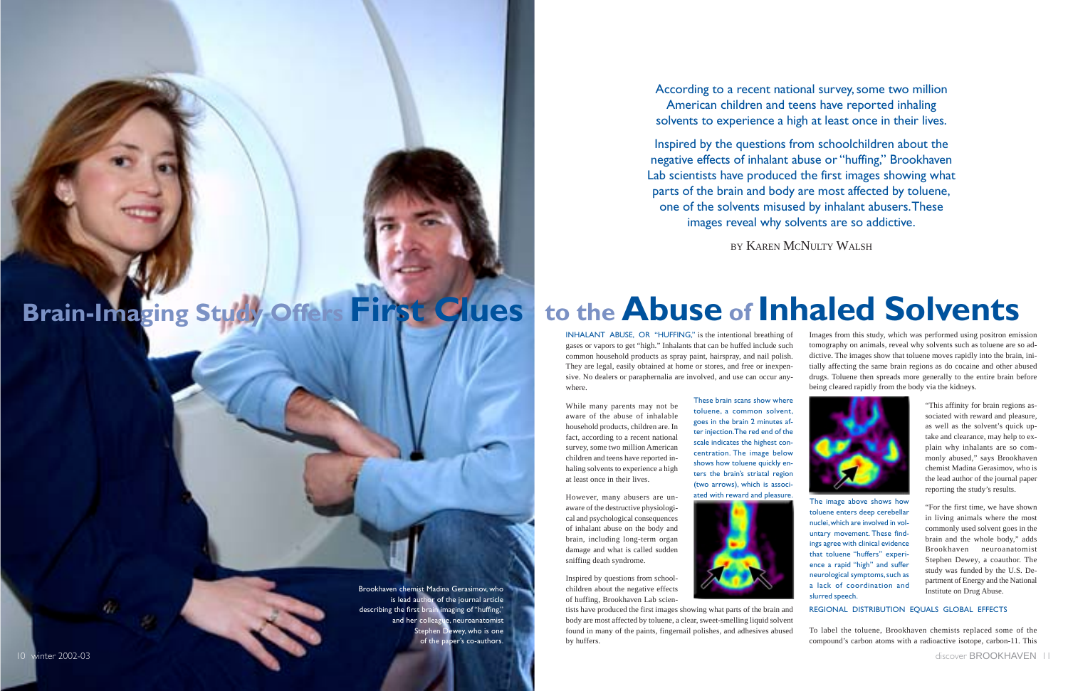# Brain-Imaging Study Offers First Clues to the Abuse of Inhaled Solvents

According to a recent national survey, some two million American children and teens have reported inhaling solvents to experience a high at least once in their lives.

Inspired by the questions from schoolchildren about the negative effects of inhalant abuse or "huffing," Brookhaven Lab scientists have produced the first images showing what parts of the brain and body are most affected by toluene, one of the solvents misused by inhalant abusers. These images reveal why solvents are so addictive.

BY KAREN MCNULTY WALSH

Brookhaven chemist Madina Gerasimov, who is lead author of the journal article describing the first brain imaging of "huffing," and her colleague, neuroanatomist Stephen Dewey, who is one of the paper's co-authors.

INHALANT ABUSE, OR "HUFFING," is the intentional breathing of gases or vapors to get "high." Inhalants that can be huffed include such common household products as spray paint, hairspray, and nail polish. They are legal, easily obtained at home or stores, and free or inexpensive. No dealers or paraphernalia are involved, and use can occur anywhere.

While many parents may not be aware of the abuse of inhalable household products, children are. In fact, according to a recent national survey, some two million American children and teens have reported inhaling solvents to experience a high at least once in their lives.

However, many abusers are unaware of the destructive physiological and psychological consequences of inhalant abuse on the body and brain, including long-term organ damage and what is called sudden sniffing death syndrome.

Inspired by questions from schoolchildren about the negative effects of huffing, Brookhaven Lab scientists have produced the first images showing what parts of the brain and body are most affected by toluene, a clear, sweet-smelling liquid solvent found in many of the paints, fingernail polishes, and adhesives abused by huffers.

These brain scans show where toluene, a common solvent, goes in the brain 2 minutes after injection. The red end of the scale indicates the highest concentration. The image below shows how toluene quickly enters the brain's striatal region (two arrows), which is associated with reward and pleasure.

Images from this study, which was performed using positron emission tomography on animals, reveal why solvents such as toluene are so addictive. The images show that toluene moves rapidly into the brain, initially affecting the same brain regions as do cocaine and other abused drugs. Toluene then spreads more generally to the entire brain before being cleared rapidly from the body via the kidneys.

The image above shows how toluene enters deep cerebellar nuclei, which are involved in voluntary movement. These findings agree with clinical evidence that toluene "huffers" experience a rapid "high" and suffer neurological symptoms, such as a lack of coordination and slurred speech.

"This affinity for brain regions associated with reward and pleasure, as well as the solvent's quick uptake and clearance, may help to explain why inhalants are so commonly abused," says Brookhaven chemist Madina Gerasimov, who is the lead author of the journal paper reporting the study's results.

"For the first time, we have shown in living animals where the most commonly used solvent goes in the brain and the whole body," adds Brookhaven neuroanatomist Stephen Dewey, a coauthor. The study was funded by the U.S. Department of Energy and the National Institute on Drug Abuse.

## REGIONAL DISTRIBUTION EQUALS GLOBAL EFFECTS

To label the toluene, Brookhaven chemists replaced some of the compound's carbon atoms with a radioactive isotope, carbon-11. This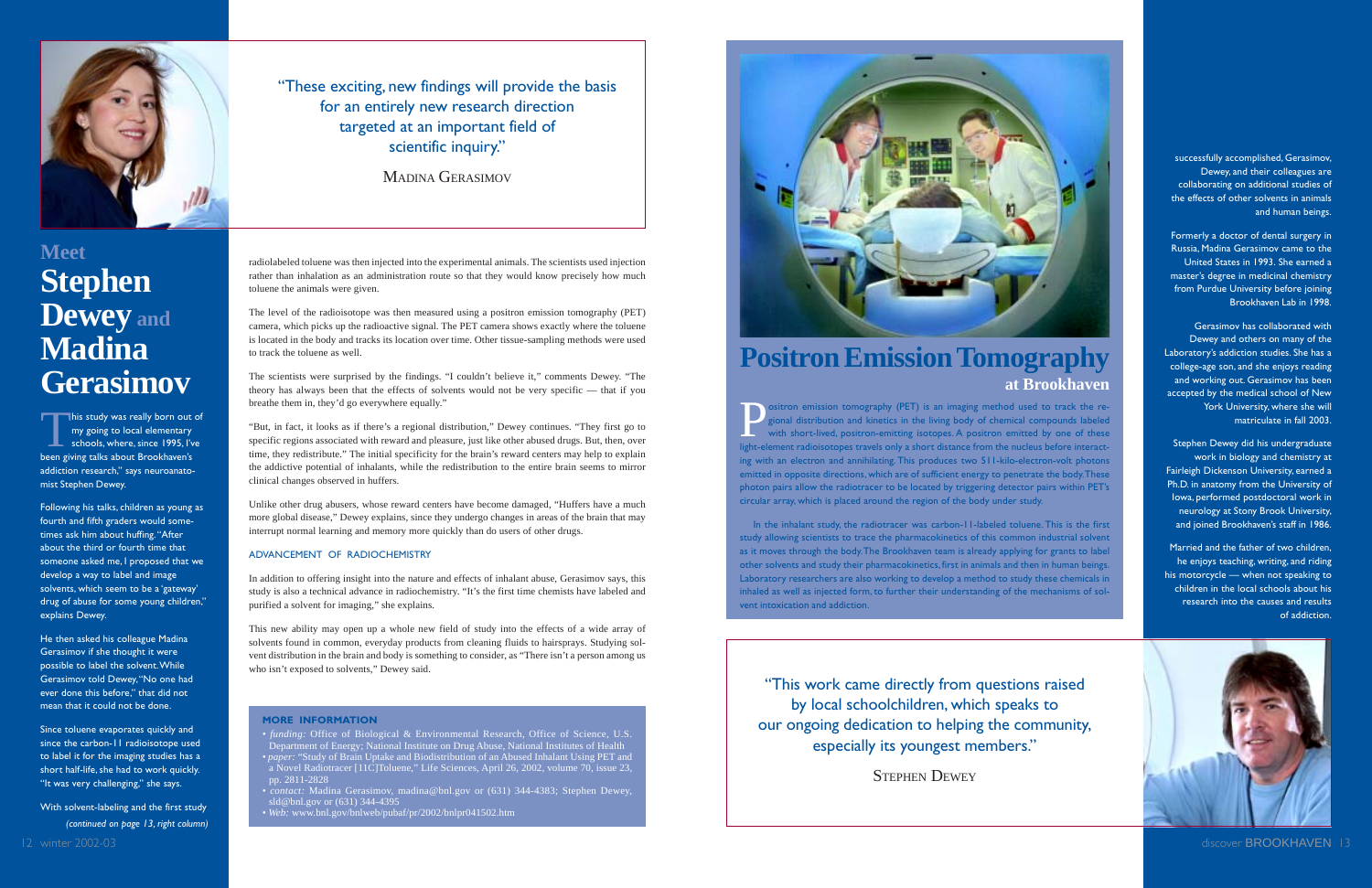"These exciting, new findings will provide the basis for an entirely new research direction targeted at an important field of scientific inquiry."

MADINA GERASIMOV

# Meet Stephen Dewey and Madina Gerasimov

"This study was really born out of my going to local elementary schools, where, since 1995, I've been giving talks about Brookhaven's addiction research," says neuroanatomist Stephen Dewey.

Following his talks, children as young as fourth and fifth graders would sometimes ask him about huffing. "After about the third or fourth time that someone asked me, I proposed that we develop a way to label and image solvents, which seem to be a 'gateway' drug of abuse for some young children," explains Dewey.

He then asked his colleague Madina Gerasimov if she thought it were possible to label the solvent. While Gerasimov told Dewey, "No one had ever done this before," that did not mean that it could not be done.

Since toluene evaporates quickly and since the carbon-11 radioisotope used to label it for the imaging studies has a short half-life, she had to work quickly. "It was very challenging," she says.

With solvent-labeling and the first study successfully accomplished, Gerasimov, Dewey, and their colleagues are collaborating on additional studies of the effects of other solvents in animals and human beings.

Formerly a doctor of dental surgery in Russia, Madina Gerasimov came to the United States in 1993. She earned a master's degree in medicinal chemistry from Purdue University before joining Brookhaven Lab in 1998.

Gerasimov has collaborated with Dewey and others on many of the Laboratory's addiction studies. She has a college-age son, and she enjoys reading and working out. Gerasimov has been accepted by the medical school of New York University, where she will matriculate in fall 2003.

Stephen Dewey did his undergraduate work in biology and chemistry at Fairleigh Dickenson University, earned a Ph.D. in anatomy from the University of Iowa, performed postdoctoral work in neurology at Stony Brook University, and joined Brookhaven's staff in 1986.

Married and the father of two children, he enjoys teaching, writing, and riding his motorcycle — when not speaking to children in the local schools about his research into the causes and results of addiction.

radiolabeled toluene was then injected into the experimental animals. The scientists used injection rather than inhalation as an administration route so that they would know precisely how much toluene the animals were given.

The level of the radioisotope was then measured using a positron emission tomography (PET) camera, which picks up the radioactive signal. The PET camera shows exactly where the toluene is located in the body and tracks its location over time. Other tissue-sampling methods were used to track the toluene as well.

The scientists were surprised by the findings. "I couldn't believe it," comments Dewey. "The theory has always been that the effects of solvents would not be very specific — that if you breathe them in, they'd go everywhere equally."

"But, in fact, it looks as if there's a regional distribution," Dewey continues. "They first go to specific regions associated with reward and pleasure, just like other abused drugs. But, then, over time, they redistribute." The initial specificity for the brain's reward centers may help to explain the addictive potential of inhalants, while the redistribution to the entire brain seems to mirror clinical changes observed in huffers.

Unlike other drug abusers, whose reward centers have become damaged, "Huffers have a much more global disease," Dewey explains, since they undergo changes in areas of the brain that may interrupt normal learning and memory more quickly than do users of other drugs.

## ADVANCEMENT OF RADIOCHEMISTRY

In addition to offering insight into the nature and effects of inhalant abuse, Gerasimov says, this study is also a technical advance in radiochemistry. "It's the first time chemists have labeled and purified a solvent for imaging," she explains.

This new ability may open up a whole new field of study into the effects of a wide array of solvents found in common, everyday products from cleaning fluids to hairsprays. Studying solvent distribution in the brain and body is something to consider, as "There isn't a person among us who isn't exposed to solvents," Dewey said.

### MORE INFORMATION

- *funding:* Office of Biological & Environmental Research, Office of Science, U.S. Department of Energy; National Institute on Drug Abuse, National Institutes of Health
- *paper:* "Study of Brain Uptake and Biodistribution of an Abused Inhalant Using PET and a Novel Radiotracer [11C]Toluene," Life Sciences, April 26, 2002, volume 70, issue 23, pp. 2811-2828
- *contact:* Madina Gerasimov, madina@bnl.gov or (631) 344-4383; Stephen Dewey, sld@bnl.gov or (631) 344-4395
- *Web:* www.bnl.gov/bnlweb/pubaf/pr/2002/bnlpr041502.htm

## Positron Emission Tomography at Brookhaven

Positron emission tomography (PET) is an imaging method used to track the regional distribution and kinetics in the living body of chemical compounds labeled with short-lived, positron-emitting isotopes. A positron emitted by one of these light-element radioisotopes travels only a short distance from the nucleus before interacting with an electron and annihilating. This produces two 511-kilo-electron-volt photons emitted in opposite directions, which are of sufficient energy to penetrate the body. These photon pairs allow the radiotracer to be located by triggering detector pairs within PET's circular array, which is placed around the region of the body under study.

In the inhalant study, the radiotracer was carbon-11-labeled toluene. This is the first study allowing scientists to trace the pharmacokinetics of this common industrial solvent as it moves through the body. The Brookhaven team is already applying for grants to label other solvents and study their pharmacokinetics, first in animals and then in human beings. Laboratory researchers are also working to develop a method to study these chemicals in inhaled as well as injected form, to further their understanding of the mechanisms of solvent intoxication and addiction.

"This work came directly from questions raised by local schoolchildren, which speaks to our ongoing dedication to helping the community, especially its youngest members."

STEPHEN DEWEY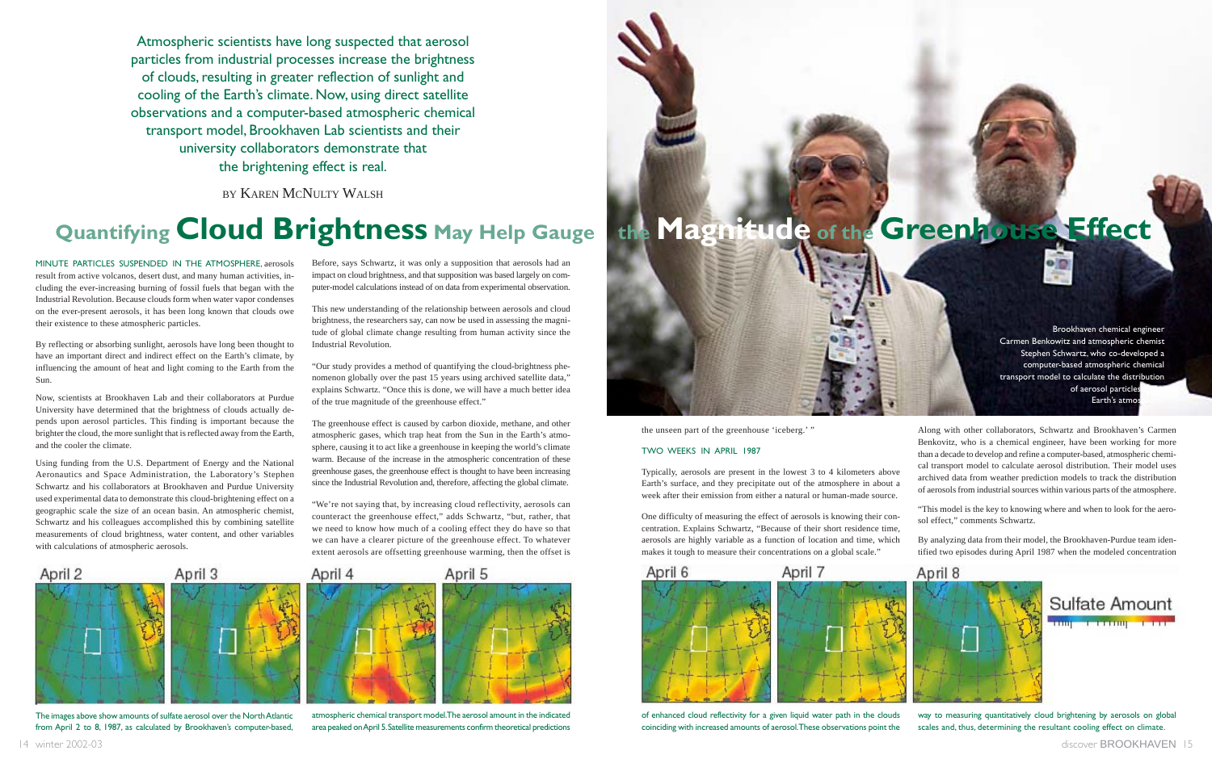Atmospheric scientists have long suspected that aerosol particles from industrial processes increase the brightness of clouds, resulting in greater reflection of sunlight and cooling of the Earth's climate. Now, using direct satellite observations and a computer-based atmospheric chemical transport model, Brookhaven Lab scientists and their university collaborators demonstrate that the brightening effect is real.

BY KAREN MCNULTY WALSH

# Quantifying Cloud Brightness May Help Gauge the Magnitude of the Greenhouse Effect

MINUTE PARTICLES SUSPENDED IN THE ATMOSPHERE, aerosols result from active volcanos, desert dust, and many human activities, including the ever-increasing burning of fossil fuels that began with the Industrial Revolution. Because clouds form when water vapor condenses on the ever-present aerosols, it has been long known that clouds owe their existence to these atmospheric particles.

By reflecting or absorbing sunlight, aerosols have long been thought to have an important direct and indirect effect on the Earth's climate, by influencing the amount of heat and light coming to the Earth from the Sun.

Now, scientists at Brookhaven Lab and their collaborators at Purdue University have determined that the brightness of clouds actually depends upon aerosol particles. This finding is important because the brighter the cloud, the more sunlight that is reflected away from the Earth, and the cooler the climate.

Using funding from the U.S. Department of Energy and the National Aeronautics and Space Administration, the Laboratory's Stephen Schwartz and his collaborators at Brookhaven and Purdue University used experimental data to demonstrate this cloud-brightening effect on a geographic scale the size of an ocean basin. An atmospheric chemist, Schwartz and his colleagues accomplished this by combining satellite measurements of cloud brightness, water content, and other variables with calculations of atmospheric aerosols.

Before, says Schwartz, it was only a supposition that aerosols had an impact on cloud brightness, and that supposition was based largely on computer-model calculations instead of on data from experimental observation.

This new understanding of the relationship between aerosols and cloud brightness, the researchers say, can now be used in assessing the magnitude of global climate change resulting from human activity since the Industrial Revolution.

"Our study provides a method of quantifying the cloud-brightness phenomenon globally over the past 15 years using archived satellite data," explains Schwartz. "Once this is done, we will have a much better idea of the true magnitude of the greenhouse effect."

The greenhouse effect is caused by carbon dioxide, methane, and other atmospheric gases, which trap heat from the Sun in the Earth's atmosphere, causing it to act like a greenhouse in keeping the world's climate warm. Because of the increase in the atmospheric concentration of these greenhouse gases, the greenhouse effect is thought to have been increasing since the Industrial Revolution and, therefore, affecting the global climate.

"We're not saying that, by increasing cloud reflectivity, aerosols can counteract the greenhouse effect," adds Schwartz, "but, rather, that we need to know how much of a cooling effect they do have so that we can have a clearer picture of the greenhouse effect. To whatever extent aerosols are offsetting greenhouse warming, then the offset is the unseen part of the greenhouse 'iceberg.'"

Brookhaven chemical engineer Carmen Benkowitz and atmospheric chemist Stephen Schwartz, who co-developed a computer-based atmospheric chemical transport model to calculate the distribution of aerosol particles Earth's atmos

## TWO WEEKS IN APRIL 1987

Typically, aerosols are present in the lowest 3 to 4 kilometers above Earth's surface, and they precipitate out of the atmosphere in about a week after their emission from either a natural or human-made source.

One difficulty of measuring the effect of aerosols is knowing their concentration. Explains Schwartz, "Because of their short residence time, aerosols are highly variable as a function of location and time, which makes it tough to measure their concentrations on a global scale."

Along with other collaborators, Schwartz and Brookhaven's Carmen Benkovitz, who is a chemical engineer, have been working for more than a decade to develop and refine a computer-based, atmospheric chemical transport model to calculate aerosol distribution. Their model uses archived data from weather prediction models to track the distribution of aerosols from industrial sources within various parts of the atmosphere.

"This model is the key to knowing where and when to look for the aerosol effect," comments Schwartz.

By analyzing data from their model, the Brookhaven-Purdue team identified two episodes during April 1987 when the modeled concentration

April 2 | April 3 | April 4 | April 5 | April 6 | April 7 | April 8 | Sulfate Amount

The images above show amounts of sulfate aerosol over the North Atlantic from April 2 to 8, 1987, as calculated by Brookhaven's computer-based, atmospheric chemical transport model. The aerosol amount in the indicated area peaked on April 5. Satellite measurements confirm theoretical predictions of enhanced cloud reflectivity for a given liquid water path in the clouds coinciding with increased amounts of aerosol. These observations point the way to measuring quantitatively cloud brightening by aerosols on global scales and, thus, determining the resultant cooling effect on climate.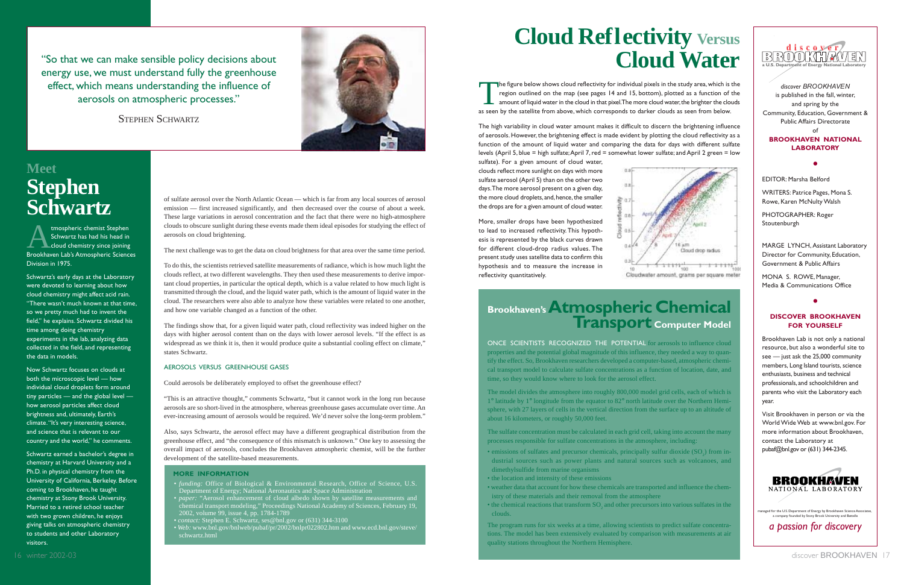"So that we can make sensible policy decisions about energy use, we must understand fully the greenhouse effect, which means understanding the influence of aerosols on atmospheric processes."

STEPHEN SCHWARTZ

## Meet
# Stephen Schwartz

Atmospheric chemist Stephen Schwartz has had his head in cloud chemistry since joining Brookhaven Lab's Atmospheric Sciences Division in 1975.

Schwartz's early days at the Laboratory were devoted to learning about how cloud chemistry might affect acid rain. "There wasn't much known at that time, so we pretty much had to invent the field," he explains. Schwartz divided his time among doing chemistry experiments in the lab, analyzing data collected in the field, and representing the data in models.

Now Schwartz focuses on clouds at both the microscopic level — how individual cloud droplets form around tiny particles — and the global level — how aerosol particles affect cloud brightness and, ultimately, Earth's climate. "It's very interesting science, and science that is relevant to our country and the world," he comments.

Schwartz earned a bachelor's degree in chemistry at Harvard University and a Ph.D. in physical chemistry from the University of California, Berkeley. Before coming to Brookhaven, he taught chemistry at Stony Brook University. Married to a retired school teacher with two grown children, he enjoys giving talks on atmospheric chemistry to students and other Laboratory visitors.

of sulfate aerosol over the North Atlantic Ocean — which is far from any local sources of aerosol emission — first increased significantly, and then decreased over the course of about a week. These large variations in aerosol concentration and the fact that there were no high-atmosphere clouds to obscure sunlight during these events made them ideal episodes for studying the effect of aerosols on cloud brightening.

The next challenge was to get the data on cloud brightness for that area over the same time period.

To do this, the scientists retrieved satellite measurements of radiance, which is how much light the clouds reflect, at two different wavelengths. They then used these measurements to derive important cloud properties, in particular the optical depth, which is a value related to how much light is transmitted through the cloud, and the liquid water path, which is the amount of liquid water in the cloud. The researchers were also able to analyze how these variables were related to one another, and how one variable changed as a function of the other.

The findings show that, for a given liquid water path, cloud reflectivity was indeed higher on the days with higher aerosol content than on the days with lower aerosol levels. "If the effect is as widespread as we think it is, then it would produce quite a substantial cooling effect on climate," states Schwartz.

### AEROSOLS VERSUS GREENHOUSE GASES

Could aerosols be deliberately employed to offset the greenhouse effect?

"This is an attractive thought," comments Schwartz, "but it cannot work in the long run because aerosols are so short-lived in the atmosphere, whereas greenhouse gases accumulate over time. An ever-increasing amount of aerosols would be required. We'd never solve the long-term problem."

Also, says Schwartz, the aerosol effect may have a different geographical distribution from the greenhouse effect, and "the consequence of this mismatch is unknown." One key to assessing the overall impact of aerosols, concludes the Brookhaven atmospheric chemist, will be the further development of the satellite-based measurements.

### MORE INFORMATION

- *funding:* Office of Biological & Environmental Research, Office of Science, U.S. Department of Energy; National Aeronautics and Space Administration
- *paper:* "Aerosol enhancement of cloud albedo shown by satellite measurements and chemical transport modeling," Proceedings National Academy of Sciences, February 19, 2002, volume 99, issue 4, pp. 1784-1789
- *contact:* Stephen E. Schwartz, ses@bnl.gov or (631) 344-3100
- *Web:* www.bnl.gov/bnlweb/pubaf/pr/2002/bnlpr022802.htm and www.ecd.bnl.gov/steve/schwartz.html

# Cloud Reflectivity Versus Cloud Water

The figure below shows cloud reflectivity for individual pixels in the study area, which is the region outlined on the map (see pages 14 and 15, bottom), plotted as a function of the amount of liquid water in the cloud in that pixel. The more cloud water, the brighter the clouds as seen by the satellite from above, which corresponds to darker clouds as seen from below.

The high variability in cloud water amount makes it difficult to discern the brightening influence of aerosols. However, the brightening effect is made evident by plotting the cloud reflectivity as a function of the amount of liquid water and comparing the data for days with different sulfate levels (April 5, blue = high sulfate; April 7, red = somewhat lower sulfate; and April 2 green = low sulfate). For a given amount of cloud water, clouds reflect more sunlight on days with more sulfate aerosol (April 5) than on the other two days. The more aerosol present on a given day, the more cloud droplets, and, hence, the smaller the drops are for a given amount of cloud water.

More, smaller drops have been hypothesized to lead to increased reflectivity. This hypothesis is represented by the black curves drawn for different cloud-drop radius values. The present study uses satellite data to confirm this hypothesis and to measure the increase in reflectivity quantitatively.

## Brookhaven's Atmospheric Chemical Transport Computer Model

ONCE SCIENTISTS RECOGNIZED THE POTENTIAL for aerosols to influence cloud properties and the potential global magnitude of this influence, they needed a way to quantify the effect. So, Brookhaven researchers developed a computer-based, atmospheric chemical transport model to calculate sulfate concentrations as a function of location, date, and time, so they would know where to look for the aerosol effect.

The model divides the atmosphere into roughly 800,000 model grid cells, each of which is 1° latitude by 1° longitude from the equator to 82° north latitude over the Northern Hemisphere, with 27 layers of cells in the vertical direction from the surface up to an altitude of about 16 kilometers, or roughly 50,000 feet.

The sulfate concentration must be calculated in each grid cell, taking into account the many processes responsible for sulfate concentrations in the atmosphere, including:

- emissions of sulfates and precursor chemicals, principally sulfur dioxide ($SO_2$) from industrial sources such as power plants and natural sources such as volcanoes, and dimethylsulfide from marine organisms
- the location and intensity of these emissions
- weather data that account for how these chemicals are transported and influence the chemistry of these materials and their removal from the atmosphere
- the chemical reactions that transform $SO_2$ and other precursors into various sulfates in the clouds.

The program runs for six weeks at a time, allowing scientists to predict sulfate concentrations. The model has been extensively evaluated by comparison with measurements at air quality stations throughout the Northern Hemisphere.

*discover BROOKHAVEN* is published in the fall, winter, and spring by the Community, Education, Government & Public Affairs Directorate of **BROOKHAVEN NATIONAL LABORATORY**

EDITOR: Marsha Belford

WRITERS: Patrice Pages, Mona S. Rowe, Karen McNulty Walsh

PHOTOGRAPHER: Roger Stoutenburgh

MARGE LYNCH, Assistant Laboratory Director for Community, Education, Government & Public Affairs

MONA S. ROWE, Manager, Media & Communications Office

### DISCOVER BROOKHAVEN FOR YOURSELF

Brookhaven Lab is not only a national resource, but also a wonderful site to see — just ask the 25,000 community members, Long Island tourists, science enthusiasts, business and technical professionals, and schoolchildren and parents who visit the Laboratory each year.

Visit Brookhaven in person or via the World Wide Web at www.bnl.gov. For more information about Brookhaven, contact the Laboratory at pubaf@bnl.gov or (631) 344-2345.

BROOKHAVEN NATIONAL LABORATORY

managed for the U.S. Department of Energy by Brookhaven Science Associates, a company founded by Stony Brook University and Battelle

*a passion for discovery*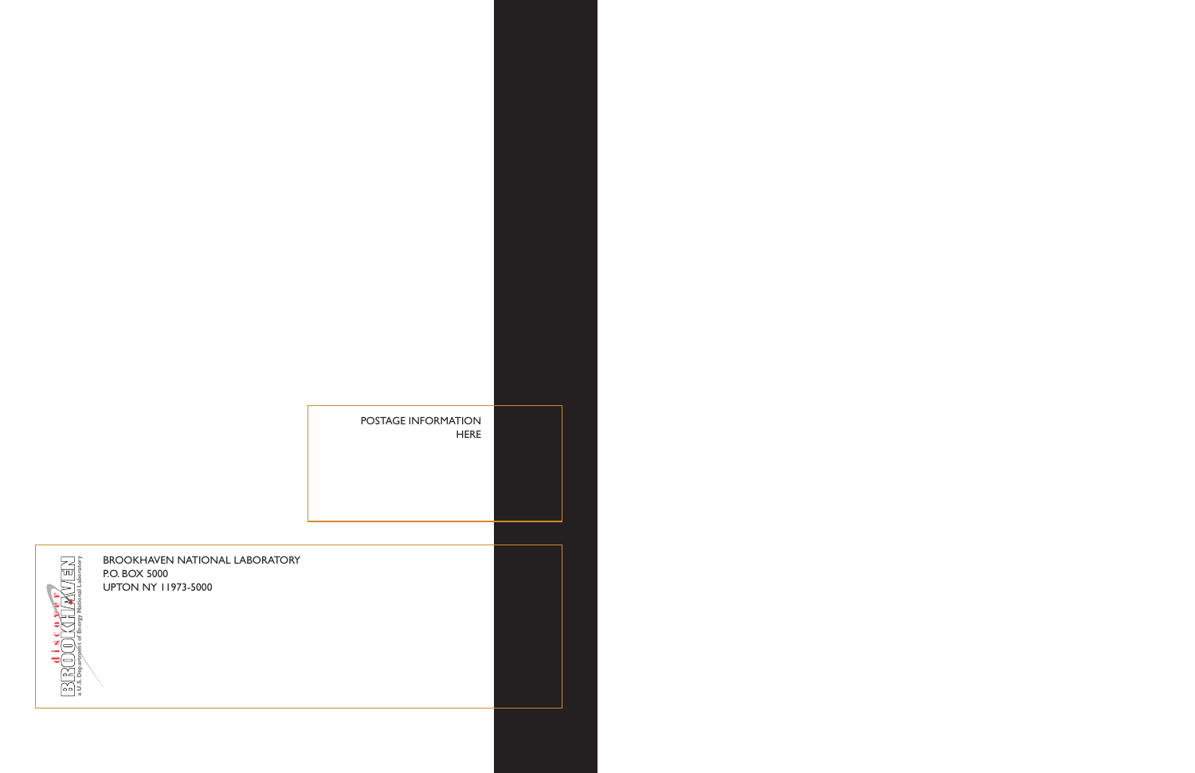POSTAGE INFORMATION
HERE

discover BROOKHAVEN
a U.S. Department of Energy National Laboratory

BROOKHAVEN NATIONAL LABORATORY
P.O. BOX 5000
UPTON NY 11973-5000